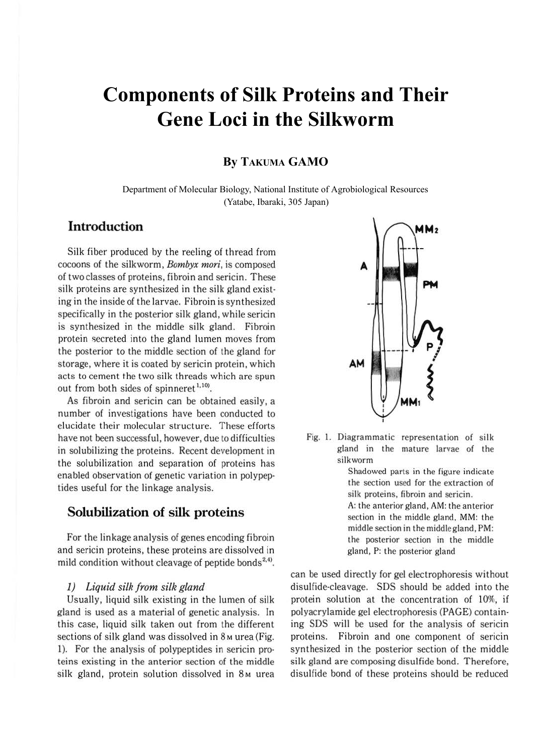# Components of Silk Proteins and Their Gene Loci in the Silkworm

**By TAKUMA GAMO**

Department of Molecular Biology, National Institute of Agrobiological Resources (Yatabe, Ibaraki, 305 Japan)

## Introduction

Silk fiber produced by the reeling of thread from cocoons of the silkworm, *Bombyx mori*, is composed of two classes of proteins, fibroin and sericin. These silk proteins are synthesized in the silk gland existing in the inside of the larvae. Fibroin is synthesized specifically in the posterior silk gland, while sericin is synthesized in the middle silk gland. Fibroin protein secreted into the gland lumen moves from the posterior to the middle section of the gland for storage, where it is coated by sericin protein, which acts to cement the two silk threads which are spun out from both sides of spinneret[1,10].

As fibroin and sericin can be obtained easily, a number of investigations have been conducted to elucidate their molecular structure. These efforts have not been successful, however, due to difficulties in solubilizing the proteins. Recent development in the solubilization and separation of proteins has enabled observation of genetic variation in polypeptides useful for the linkage analysis.

## Solubilization of silk proteins

For the linkage analysis of genes encoding fibroin and sericin proteins, these proteins are dissolved in mild condition without cleavage of peptide bonds[2,4].

### 1) *Liquid silk from silk gland*

Usually, liquid silk existing in the lumen of silk gland is used as a material of genetic analysis. In this case, liquid silk taken out from the different sections of silk gland was dissolved in 8 M urea (Fig. 1). For the analysis of polypeptides in sericin proteins existing in the anterior section of the middle silk gland, protein solution dissolved in 8 M urea can be used directly for gel electrophoresis without disulfide-cleavage. SDS should be added into the protein solution at the concentration of 10%, if polyacrylamide gel electrophoresis (PAGE) containing SDS will be used for the analysis of sericin proteins. Fibroin and one component of sericin synthesized in the posterior section of the middle silk gland are composing disulfide bond. Therefore, disulfide bond of these proteins should be reduced

Fig. 1. Diagrammatic representation of silk gland in the mature larvae of the silkworm

Shadowed parts in the figure indicate the section used for the extraction of silk proteins, fibroin and sericin.
A: the anterior gland, AM: the anterior section in the middle gland, MM: the middle section in the middle gland, PM: the posterior section in the middle gland, P: the posterior gland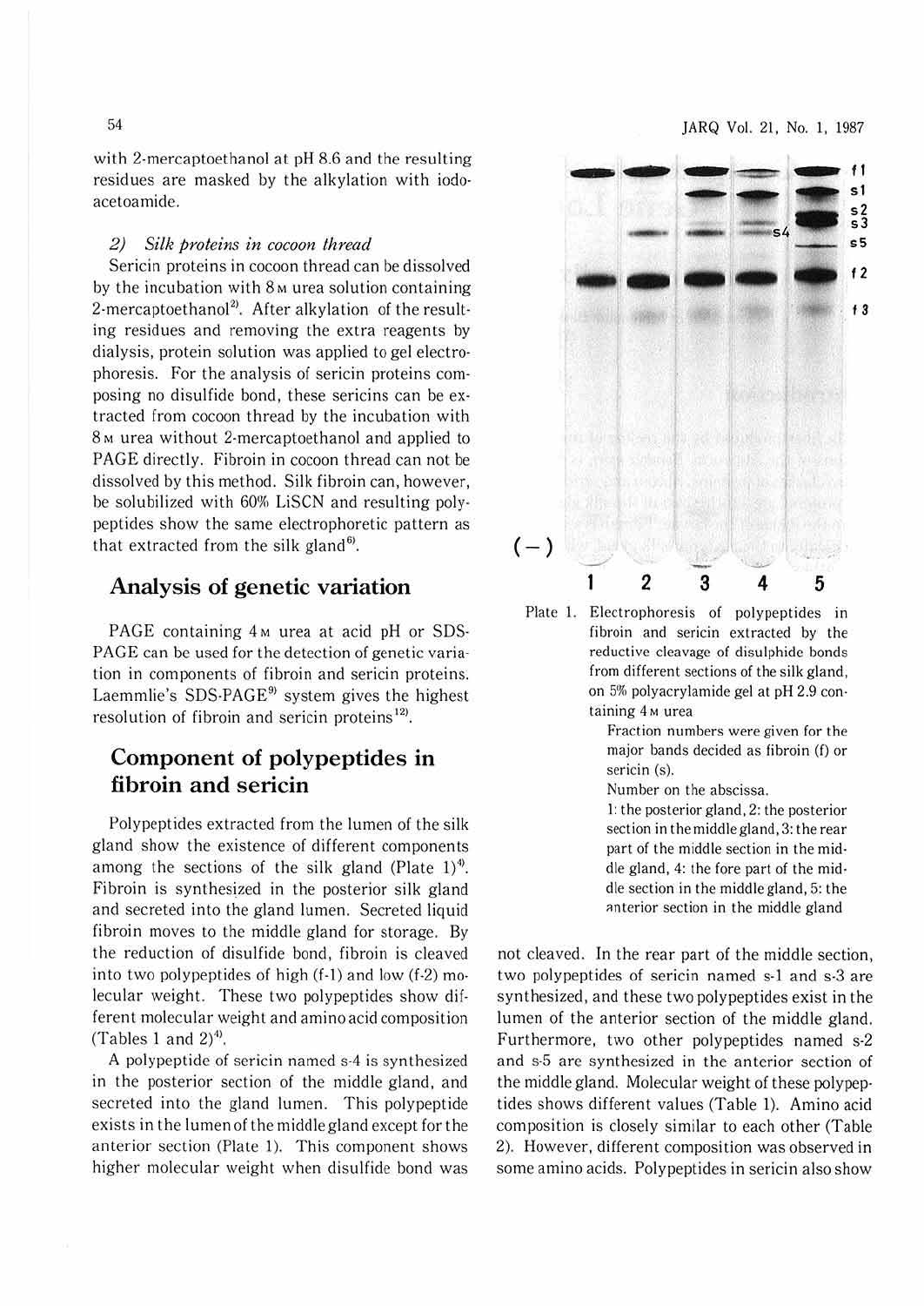with 2-mercaptoethanol at pH 8.6 and the resulting residues are masked by the alkylation with iodoacetoamide.

### 2) *Silk proteins in cocoon thread*

Sericin proteins in cocoon thread can be dissolved by the incubation with 8 M urea solution containing 2-mercaptoethanol[2]. After alkylation of the resulting residues and removing the extra reagents by dialysis, protein solution was applied to gel electrophoresis. For the analysis of sericin proteins composing no disulfide bond, these sericins can be extracted from cocoon thread by the incubation with 8 M urea without 2-mercaptoethanol and applied to PAGE directly. Fibroin in cocoon thread can not be dissolved by this method. Silk fibroin can, however, be solubilized with 60% LiSCN and resulting polypeptides show the same electrophoretic pattern as that extracted from the silk gland[6].

## Analysis of genetic variation

PAGE containing 4 M urea at acid pH or SDS-PAGE can be used for the detection of genetic variation in components of fibroin and sericin proteins. Laemmlie's SDS-PAGE[9] system gives the highest resolution of fibroin and sericin proteins[12].

## Component of polypeptides in fibroin and sericin

Polypeptides extracted from the lumen of the silk gland show the existence of different components among the sections of the silk gland (Plate 1)[4]. Fibroin is synthesized in the posterior silk gland and secreted into the gland lumen. Secreted liquid fibroin moves to the middle gland for storage. By the reduction of disulfide bond, fibroin is cleaved into two polypeptides of high (f-1) and low (f-2) molecular weight. These two polypeptides show different molecular weight and amino acid composition (Tables 1 and 2)[4].

A polypeptide of sericin named s-4 is synthesized in the posterior section of the middle gland, and secreted into the gland lumen. This polypeptide exists in the lumen of the middle gland except for the anterior section (Plate 1). This component shows higher molecular weight when disulfide bond was not cleaved. In the rear part of the middle section, two polypeptides of sericin named s-1 and s-3 are synthesized, and these two polypeptides exist in the lumen of the anterior section of the middle gland. Furthermore, two other polypeptides named s-2 and s-5 are synthesized in the anterior section of the middle gland. Molecular weight of these polypeptides shows different values (Table 1). Amino acid composition is closely similar to each other (Table 2). However, different composition was observed in some amino acids. Polypeptides in sericin also show

Plate 1. Electrophoresis of polypeptides in fibroin and sericin extracted by the reductive cleavage of disulphide bonds from different sections of the silk gland, on 5% polyacrylamide gel at pH 2.9 containing 4 M urea

Fraction numbers were given for the major bands decided as fibroin (f) or sericin (s).

Number on the abscissa.

1: the posterior gland, 2: the posterior section in the middle gland, 3: the rear part of the middle section in the middle gland, 4: the fore part of the middle section in the middle gland, 5: the anterior section in the middle gland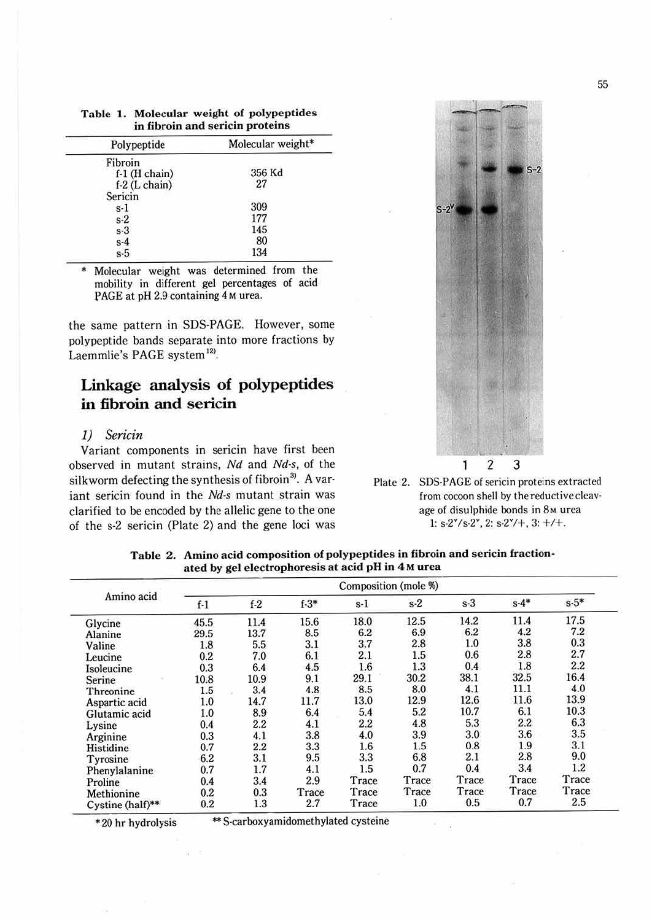**Table 1. Molecular weight of polypeptides in fibroin and sericin proteins**

| Polypeptide | Molecular weight* |
|---|---|
| Fibroin | |
| f-1 (H chain) | 356 Kd |
| f-2 (L chain) | 27 |
| Sericin | |
| s-1 | 309 |
| s-2 | 177 |
| s-3 | 145 |
| s-4 | 80 |
| s-5 | 134 |

\* Molecular weight was determined from the mobility in different gel percentages of acid PAGE at pH 2.9 containing 4 M urea.

the same pattern in SDS-PAGE. However, some polypeptide bands separate into more fractions by Laemmlie's PAGE system[12].

## Linkage analysis of polypeptides in fibroin and sericin

### *1) Sericin*

Variant components in sericin have first been observed in mutant strains, *Nd* and *Nd-s*, of the silkworm defecting the synthesis of fibroin[3]. A variant sericin found in the *Nd-s* mutant strain was clarified to be encoded by the allelic gene to the one of the s-2 sericin (Plate 2) and the gene loci was

Plate 2. SDS-PAGE of sericin proteins extracted from cocoon shell by the reductive cleavage of disulphide bonds in 8 M urea
1: s-2ᵛ/s-2ᵛ, 2: s-2ᵛ/+, 3: +/+.

**Table 2. Amino acid composition of polypeptides in fibroin and sericin fractionated by gel electrophoresis at acid pH in 4 M urea**

| Amino acid | Composition (mole %) | | | | | | | |
|---|---|---|---|---|---|---|---|---|
| | f-1 | f-2 | f-3* | s-1 | s-2 | s-3 | s-4* | s-5* |
| Glycine | 45.5 | 11.4 | 15.6 | 18.0 | 12.5 | 14.2 | 11.4 | 17.5 |
| Alanine | 29.5 | 13.7 | 8.5 | 6.2 | 6.9 | 6.2 | 4.2 | 7.2 |
| Valine | 1.8 | 5.5 | 3.1 | 3.7 | 2.8 | 1.0 | 3.8 | 0.3 |
| Leucine | 0.2 | 7.0 | 6.1 | 2.1 | 1.5 | 0.6 | 2.8 | 2.7 |
| Isoleucine | 0.3 | 6.4 | 4.5 | 1.6 | 1.3 | 0.4 | 1.8 | 2.2 |
| Serine | 10.8 | 10.9 | 9.1 | 29.1 | 30.2 | 38.1 | 32.5 | 16.4 |
| Threonine | 1.5 | 3.4 | 4.8 | 8.5 | 8.0 | 4.1 | 11.1 | 4.0 |
| Aspartic acid | 1.0 | 14.7 | 11.7 | 13.0 | 12.9 | 12.6 | 11.6 | 13.9 |
| Glutamic acid | 1.0 | 8.9 | 6.4 | 5.4 | 5.2 | 10.7 | 6.1 | 10.3 |
| Lysine | 0.4 | 2.2 | 4.1 | 2.2 | 4.8 | 5.3 | 2.2 | 6.3 |
| Arginine | 0.3 | 4.1 | 3.8 | 4.0 | 3.9 | 3.0 | 3.6 | 3.5 |
| Histidine | 0.7 | 2.2 | 3.3 | 1.6 | 1.5 | 0.8 | 1.9 | 3.1 |
| Tyrosine | 6.2 | 3.1 | 9.5 | 3.3 | 6.8 | 2.1 | 2.8 | 9.0 |
| Phenylalanine | 0.7 | 1.7 | 4.1 | 1.5 | 0.7 | 0.4 | 3.4 | 1.2 |
| Proline | 0.4 | 3.4 | 2.9 | Trace | Trace | Trace | Trace | Trace |
| Methionine | 0.2 | 0.3 | Trace | Trace | Trace | Trace | Trace | Trace |
| Cystine (half)** | 0.2 | 1.3 | 2.7 | Trace | 1.0 | 0.5 | 0.7 | 2.5 |

\*20 hr hydrolysis  \*\* S-carboxyamidomethylated cysteine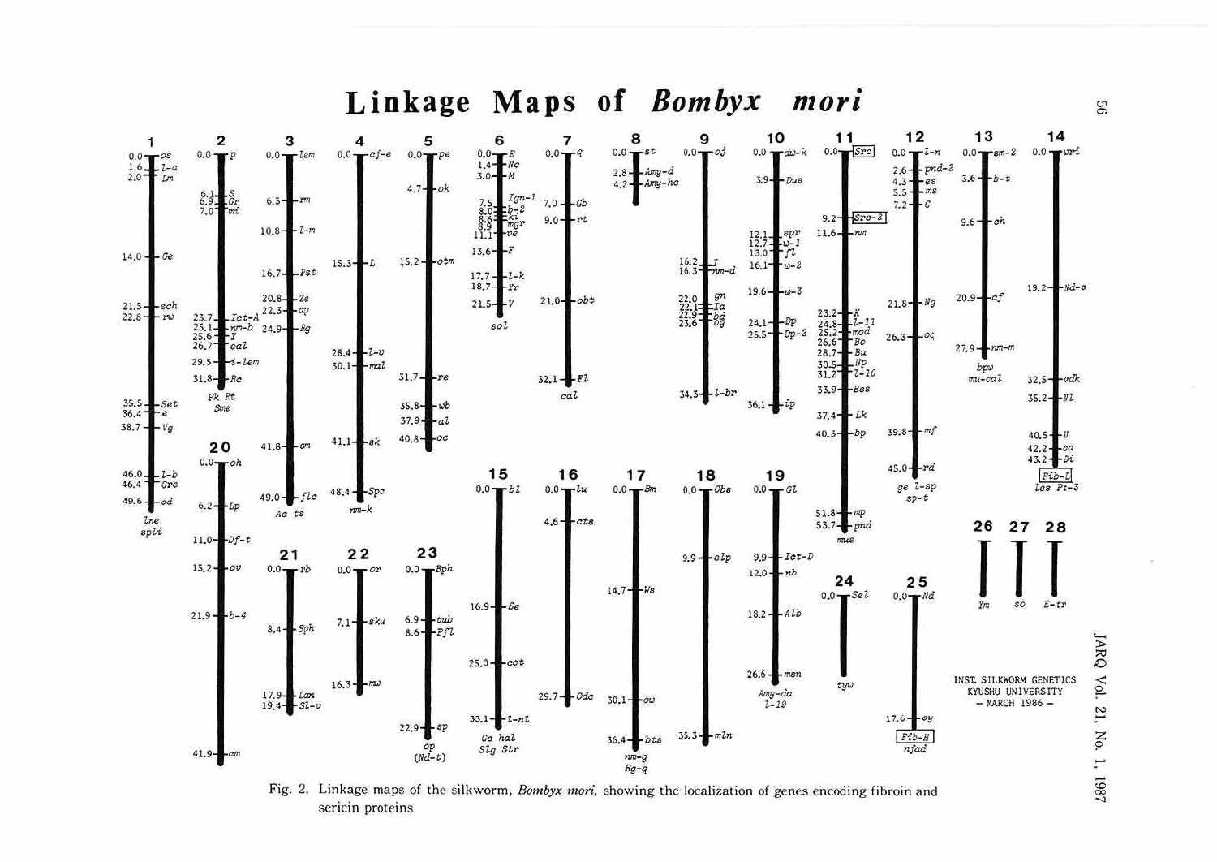# Linkage Maps of *Bombyx mori*

INST. SILKWORM GENETICS
KYUSHU UNIVERSITY
– MARCH 1986 –

Fig. 2. Linkage maps of the silkworm, *Bombyx mori*, showing the localization of genes encoding fibroin and sericin proteins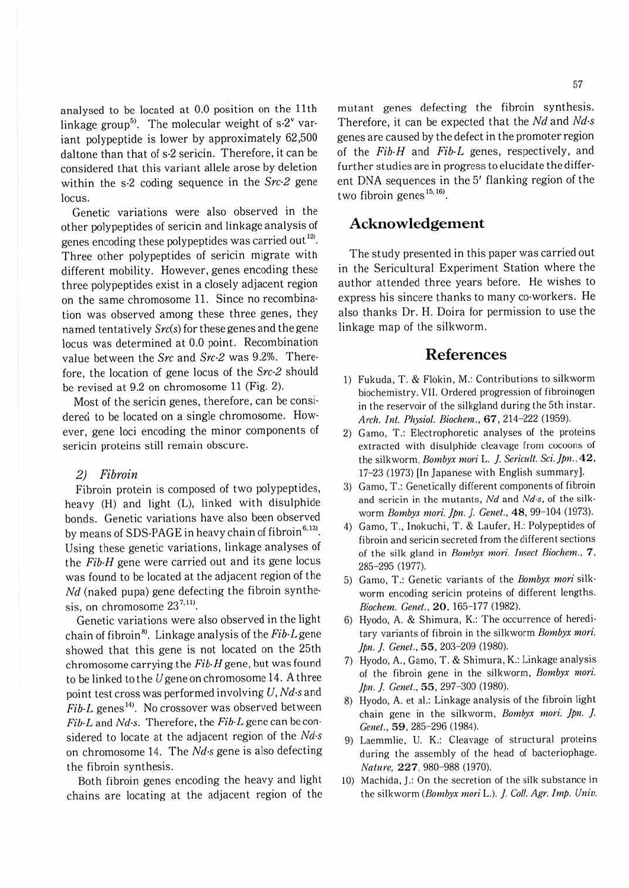analysed to be located at 0.0 position on the 11th linkage group[5]. The molecular weight of s-2$^v$ variant polypeptide is lower by approximately 62,500 daltone than that of s-2 sericin. Therefore, it can be considered that this variant allele arose by deletion within the s-2 coding sequence in the *Src-2* gene locus.

Genetic variations were also observed in the other polypeptides of sericin and linkage analysis of genes encoding these polypeptides was carried out[12]. Three other polypeptides of sericin migrate with different mobility. However, genes encoding these three polypeptides exist in a closely adjacent region on the same chromosome 11. Since no recombination was observed among these three genes, they named tentatively *Src(s)* for these genes and the gene locus was determined at 0.0 point. Recombination value between the *Src* and *Src-2* was 9.2%. Therefore, the location of gene locus of the *Src-2* should be revised at 9.2 on chromosome 11 (Fig. 2).

Most of the sericin genes, therefore, can be considered to be located on a single chromosome. However, gene loci encoding the minor components of sericin proteins still remain obscure.

### 2) Fibroin

Fibroin protein is composed of two polypeptides, heavy (H) and light (L), linked with disulphide bonds. Genetic variations have also been observed by means of SDS-PAGE in heavy chain of fibroin[6,13]. Using these genetic variations, linkage analyses of the *Fib-H* gene were carried out and its gene locus was found to be located at the adjacent region of the *Nd* (naked pupa) gene defecting the fibroin synthesis, on chromosome 23[7,11].

Genetic variations were also observed in the light chain of fibroin[8]. Linkage analysis of the *Fib-L* gene showed that this gene is not located on the 25th chromosome carrying the *Fib-H* gene, but was found to be linked to the *U* gene on chromosome 14. A three point test cross was performed involving *U*, *Nd-s* and *Fib-L* genes[14]. No crossover was observed between *Fib-L* and *Nd-s*. Therefore, the *Fib-L* gene can be considered to locate at the adjacent region of the *Nd-s* on chromosome 14. The *Nd-s* gene is also defecting the fibroin synthesis.

Both fibroin genes encoding the heavy and light chains are locating at the adjacent region of the mutant genes defecting the fibroin synthesis. Therefore, it can be expected that the *Nd* and *Nd-s* genes are caused by the defect in the promoter region of the *Fib-H* and *Fib-L* genes, respectively, and further studies are in progress to elucidate the different DNA sequences in the 5′ flanking region of the two fibroin genes[15,16].

## Acknowledgement

The study presented in this paper was carried out in the Sericultural Experiment Station where the author attended three years before. He wishes to express his sincere thanks to many co-workers. He also thanks Dr. H. Doira for permission to use the linkage map of the silkworm.

## References

1) Fukuda, T. & Flokin, M.: Contributions to silkworm biochemistry. VII. Ordered progression of fibroinogen in the reservoir of the silkgland during the 5th instar. *Arch. Int. Physiol. Biochem.*, **67**, 214–222 (1959).
2) Gamo, T.: Electrophoretic analyses of the proteins extracted with disulphide cleavage from cocoons of the silkworm, *Bombyx mori* L. *J. Sericult. Sci. Jpn.*, **42**, 17–23 (1973) [In Japanese with English summary].
3) Gamo, T.: Genetically different components of fibroin and sericin in the mutants, *Nd* and *Nd-s*, of the silkworm *Bombyx mori*. *Jpn. J. Genet.*, **48**, 99–104 (1973).
4) Gamo, T., Inokuchi, T. & Laufer, H.: Polypeptides of fibroin and sericin secreted from the different sections of the silk gland in *Bombyx mori*. *Insect Biochem.*, **7**, 285–295 (1977).
5) Gamo, T.: Genetic variants of the *Bombyx mori* silkworm encoding sericin proteins of different lengths. *Biochem. Genet.*, **20**, 165–177 (1982).
6) Hyodo, A. & Shimura, K.: The occurrence of hereditary variants of fibroin in the silkworm *Bombyx mori*. *Jpn. J. Genet.*, **55**, 203–209 (1980).
7) Hyodo, A., Gamo, T. & Shimura, K.: Linkage analysis of the fibroin gene in the silkworm, *Bombyx mori*. *Jpn. J. Genet.*, **55**, 297–300 (1980).
8) Hyodo, A. et al.: Linkage analysis of the fibroin light chain gene in the silkworm, *Bombyx mori*. *Jpn. J. Genet.*, **59**, 285–296 (1984).
9) Laemmlie, U. K.: Cleavage of structural proteins during the assembly of the head of bacteriophage. *Nature*, **227**, 980–988 (1970).
10) Machida, J.: On the secretion of the silk substance in the silkworm (*Bombyx mori* L.). *J. Coll. Agr. Imp. Univ.*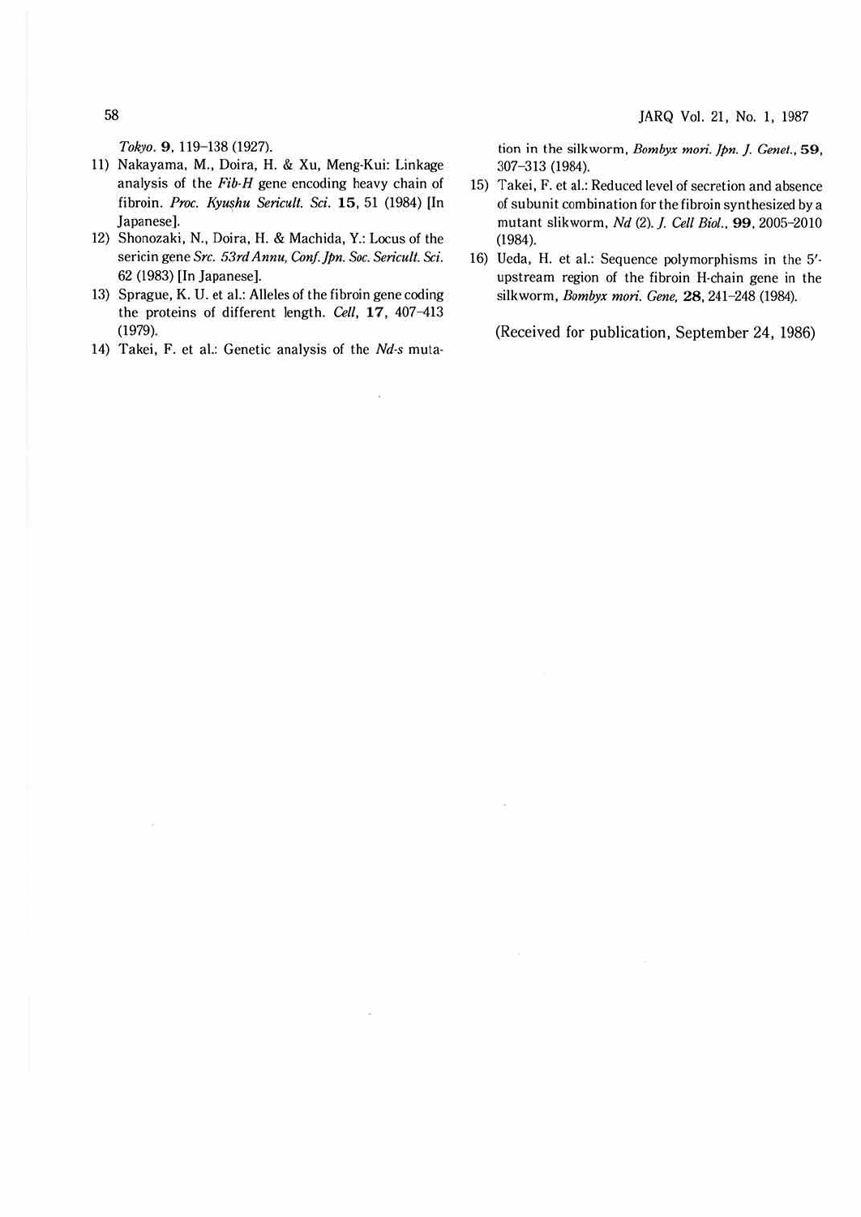*Tokyo*. **9**, 119–138 (1927).

11) Nakayama, M., Doira, H. & Xu, Meng-Kui: Linkage analysis of the *Fib-H* gene encoding heavy chain of fibroin. *Proc. Kyushu Sericult. Sci.* **15**, 51 (1984) [In Japanese].
12) Shonozaki, N., Doira, H. & Machida, Y.: Locus of the sericin gene *Src. 53rd Annu, Conf. Jpn. Soc. Sericult. Sci.* 62 (1983) [In Japanese].
13) Sprague, K. U. et al.: Alleles of the fibroin gene coding the proteins of different length. *Cell*, **17**, 407–413 (1979).
14) Takei, F. et al.: Genetic analysis of the *Nd-s* mutation in the silkworm, *Bombyx mori*. *Jpn. J. Genet.*, **59**, 307–313 (1984).
15) Takei, F. et al.: Reduced level of secretion and absence of subunit combination for the fibroin synthesized by a mutant slikworm, *Nd* (2). *J. Cell Biol.*, **99**, 2005–2010 (1984).
16) Ueda, H. et al.: Sequence polymorphisms in the 5′-upstream region of the fibroin H-chain gene in the silkworm, *Bombyx mori*. *Gene*, **28**, 241–248 (1984).

(Received for publication, September 24, 1986)